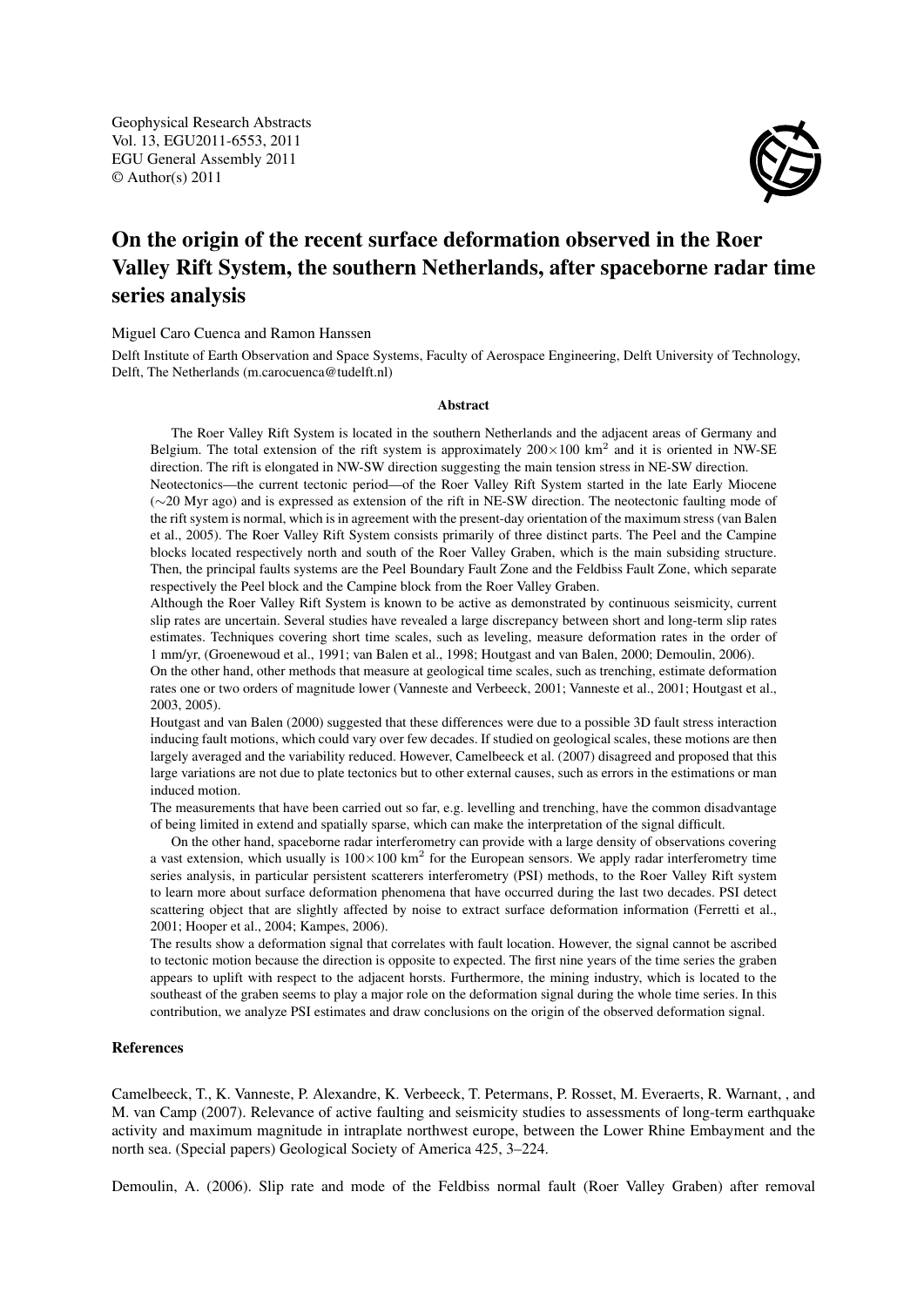Geophysical Research Abstracts
Vol. 13, EGU2011-6553, 2011
EGU General Assembly 2011
© Author(s) 2011

# On the origin of the recent surface deformation observed in the Roer Valley Rift System, the southern Netherlands, after spaceborne radar time series analysis

Miguel Caro Cuenca and Ramon Hanssen

Delft Institute of Earth Observation and Space Systems, Faculty of Aerospace Engineering, Delft University of Technology, Delft, The Netherlands (m.carocuenca@tudelft.nl)

#### Abstract

The Roer Valley Rift System is located in the southern Netherlands and the adjacent areas of Germany and Belgium. The total extension of the rift system is approximately $200\times100$ km$^2$ and it is oriented in NW-SE direction. The rift is elongated in NW-SW direction suggesting the main tension stress in NE-SW direction.

Neotectonics—the current tectonic period—of the Roer Valley Rift System started in the late Early Miocene (∼20 Myr ago) and is expressed as extension of the rift in NE-SW direction. The neotectonic faulting mode of the rift system is normal, which is in agreement with the present-day orientation of the maximum stress (van Balen et al., 2005). The Roer Valley Rift System consists primarily of three distinct parts. The Peel and the Campine blocks located respectively north and south of the Roer Valley Graben, which is the main subsiding structure. Then, the principal faults systems are the Peel Boundary Fault Zone and the Feldbiss Fault Zone, which separate respectively the Peel block and the Campine block from the Roer Valley Graben.

Although the Roer Valley Rift System is known to be active as demonstrated by continuous seismicity, current slip rates are uncertain. Several studies have revealed a large discrepancy between short and long-term slip rates estimates. Techniques covering short time scales, such as leveling, measure deformation rates in the order of 1 mm/yr, (Groenewoud et al., 1991; van Balen et al., 1998; Houtgast and van Balen, 2000; Demoulin, 2006).

On the other hand, other methods that measure at geological time scales, such as trenching, estimate deformation rates one or two orders of magnitude lower (Vanneste and Verbeeck, 2001; Vanneste et al., 2001; Houtgast et al., 2003, 2005).

Houtgast and van Balen (2000) suggested that these differences were due to a possible 3D fault stress interaction inducing fault motions, which could vary over few decades. If studied on geological scales, these motions are then largely averaged and the variability reduced. However, Camelbeeck et al. (2007) disagreed and proposed that this large variations are not due to plate tectonics but to other external causes, such as errors in the estimations or man induced motion.

The measurements that have been carried out so far, e.g. levelling and trenching, have the common disadvantage of being limited in extend and spatially sparse, which can make the interpretation of the signal difficult.

On the other hand, spaceborne radar interferometry can provide with a large density of observations covering a vast extension, which usually is $100\times100$ km$^2$ for the European sensors. We apply radar interferometry time series analysis, in particular persistent scatterers interferometry (PSI) methods, to the Roer Valley Rift system to learn more about surface deformation phenomena that have occurred during the last two decades. PSI detect scattering object that are slightly affected by noise to extract surface deformation information (Ferretti et al., 2001; Hooper et al., 2004; Kampes, 2006).

The results show a deformation signal that correlates with fault location. However, the signal cannot be ascribed to tectonic motion because the direction is opposite to expected. The first nine years of the time series the graben appears to uplift with respect to the adjacent horsts. Furthermore, the mining industry, which is located to the southeast of the graben seems to play a major role on the deformation signal during the whole time series. In this contribution, we analyze PSI estimates and draw conclusions on the origin of the observed deformation signal.

#### References

Camelbeeck, T., K. Vanneste, P. Alexandre, K. Verbeeck, T. Petermans, P. Rosset, M. Everaerts, R. Warnant, , and M. van Camp (2007). Relevance of active faulting and seismicity studies to assessments of long-term earthquake activity and maximum magnitude in intraplate northwest europe, between the Lower Rhine Embayment and the north sea. (Special papers) Geological Society of America 425, 3–224.

Demoulin, A. (2006). Slip rate and mode of the Feldbiss normal fault (Roer Valley Graben) after removal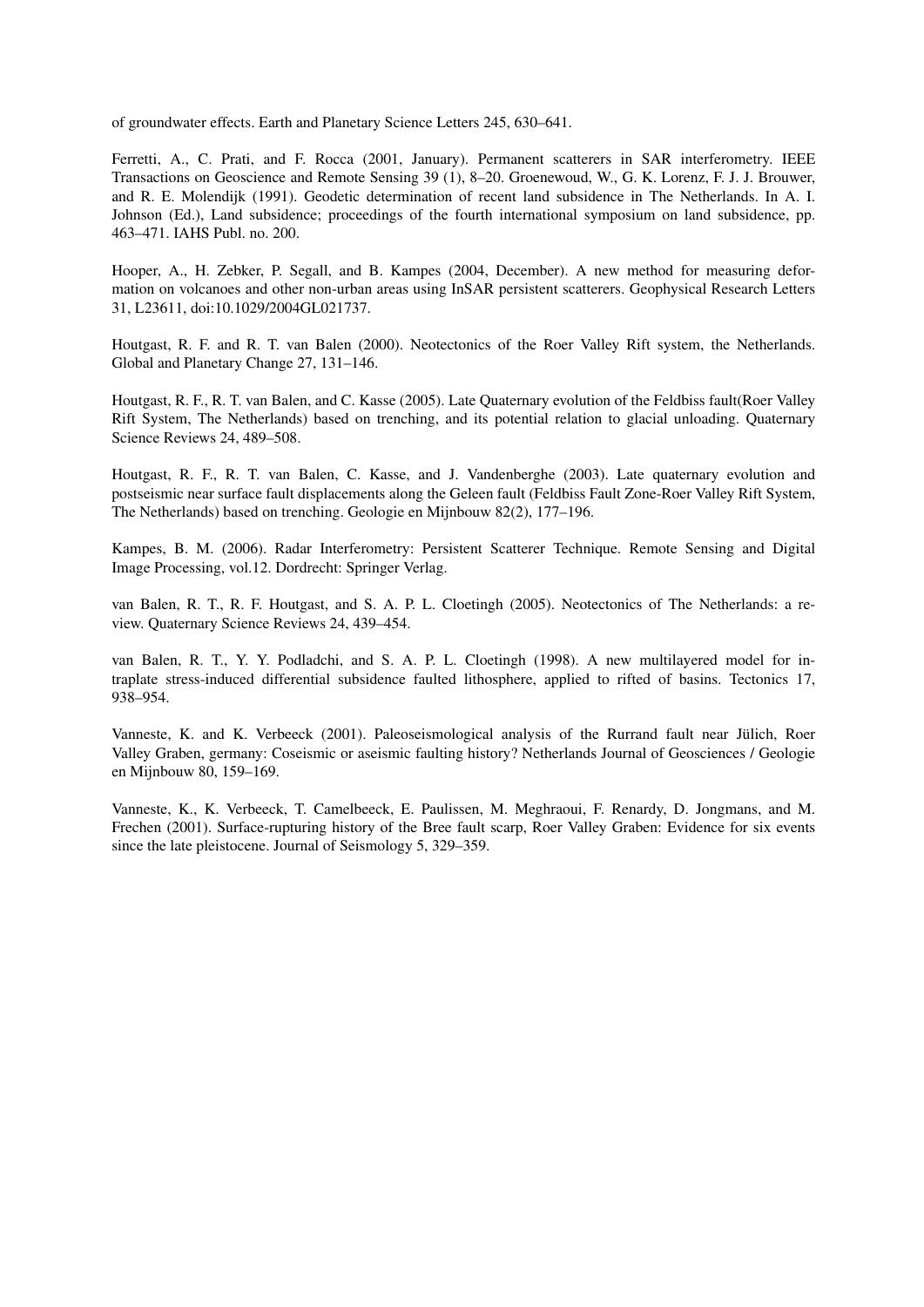of groundwater effects. Earth and Planetary Science Letters 245, 630–641.

Ferretti, A., C. Prati, and F. Rocca (2001, January). Permanent scatterers in SAR interferometry. IEEE Transactions on Geoscience and Remote Sensing 39 (1), 8–20. Groenewoud, W., G. K. Lorenz, F. J. J. Brouwer, and R. E. Molendijk (1991). Geodetic determination of recent land subsidence in The Netherlands. In A. I. Johnson (Ed.), Land subsidence; proceedings of the fourth international symposium on land subsidence, pp. 463–471. IAHS Publ. no. 200.

Hooper, A., H. Zebker, P. Segall, and B. Kampes (2004, December). A new method for measuring deformation on volcanoes and other non-urban areas using InSAR persistent scatterers. Geophysical Research Letters 31, L23611, doi:10.1029/2004GL021737.

Houtgast, R. F. and R. T. van Balen (2000). Neotectonics of the Roer Valley Rift system, the Netherlands. Global and Planetary Change 27, 131–146.

Houtgast, R. F., R. T. van Balen, and C. Kasse (2005). Late Quaternary evolution of the Feldbiss fault(Roer Valley Rift System, The Netherlands) based on trenching, and its potential relation to glacial unloading. Quaternary Science Reviews 24, 489–508.

Houtgast, R. F., R. T. van Balen, C. Kasse, and J. Vandenberghe (2003). Late quaternary evolution and postseismic near surface fault displacements along the Geleen fault (Feldbiss Fault Zone-Roer Valley Rift System, The Netherlands) based on trenching. Geologie en Mijnbouw 82(2), 177–196.

Kampes, B. M. (2006). Radar Interferometry: Persistent Scatterer Technique. Remote Sensing and Digital Image Processing, vol.12. Dordrecht: Springer Verlag.

van Balen, R. T., R. F. Houtgast, and S. A. P. L. Cloetingh (2005). Neotectonics of The Netherlands: a review. Quaternary Science Reviews 24, 439–454.

van Balen, R. T., Y. Y. Podladchi, and S. A. P. L. Cloetingh (1998). A new multilayered model for intraplate stress-induced differential subsidence faulted lithosphere, applied to rifted of basins. Tectonics 17, 938–954.

Vanneste, K. and K. Verbeeck (2001). Paleoseismological analysis of the Rurrand fault near Jülich, Roer Valley Graben, germany: Coseismic or aseismic faulting history? Netherlands Journal of Geosciences / Geologie en Mijnbouw 80, 159–169.

Vanneste, K., K. Verbeeck, T. Camelbeeck, E. Paulissen, M. Meghraoui, F. Renardy, D. Jongmans, and M. Frechen (2001). Surface-rupturing history of the Bree fault scarp, Roer Valley Graben: Evidence for six events since the late pleistocene. Journal of Seismology 5, 329–359.